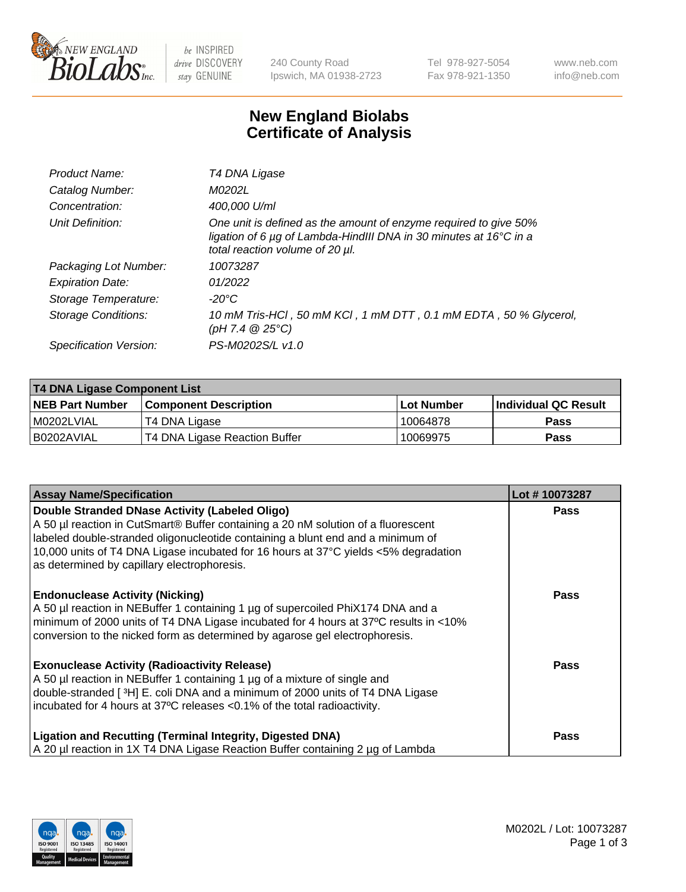# New England Biolabs Certificate of Analysis

| | |
|---|---|
| *Product Name:* | *T4 DNA Ligase* |
| *Catalog Number:* | *M0202L* |
| *Concentration:* | *400,000 U/ml* |
| *Unit Definition:* | *One unit is defined as the amount of enzyme required to give 50% ligation of 6 µg of Lambda-HindIII DNA in 30 minutes at 16°C in a total reaction volume of 20 µl.* |
| *Packaging Lot Number:* | *10073287* |
| *Expiration Date:* | *01/2022* |
| *Storage Temperature:* | *-20°C* |
| *Storage Conditions:* | *10 mM Tris-HCl , 50 mM KCl , 1 mM DTT , 0.1 mM EDTA , 50 % Glycerol, (pH 7.4 @ 25°C)* |
| *Specification Version:* | *PS-M0202S/L v1.0* |

| T4 DNA Ligase Component List | | | |
|---|---|---|---|
| **NEB Part Number** | **Component Description** | **Lot Number** | **Individual QC Result** |
| M0202LVIAL | T4 DNA Ligase | 10064878 | Pass |
| B0202AVIAL | T4 DNA Ligase Reaction Buffer | 10069975 | Pass |

| Assay Name/Specification | Lot # 10073287 |
|---|---|
| **Double Stranded DNase Activity (Labeled Oligo)**<br>A 50 µl reaction in CutSmart® Buffer containing a 20 nM solution of a fluorescent labeled double-stranded oligonucleotide containing a blunt end and a minimum of 10,000 units of T4 DNA Ligase incubated for 16 hours at 37°C yields <5% degradation as determined by capillary electrophoresis. | Pass |
| **Endonuclease Activity (Nicking)**<br>A 50 µl reaction in NEBuffer 1 containing 1 µg of supercoiled PhiX174 DNA and a minimum of 2000 units of T4 DNA Ligase incubated for 4 hours at 37ºC results in <10% conversion to the nicked form as determined by agarose gel electrophoresis. | Pass |
| **Exonuclease Activity (Radioactivity Release)**<br>A 50 µl reaction in NEBuffer 1 containing 1 µg of a mixture of single and double-stranded [ $^{3}$H] E. coli DNA and a minimum of 2000 units of T4 DNA Ligase incubated for 4 hours at 37ºC releases <0.1% of the total radioactivity. | Pass |
| **Ligation and Recutting (Terminal Integrity, Digested DNA)**<br>A 20 µl reaction in 1X T4 DNA Ligase Reaction Buffer containing 2 µg of Lambda | Pass |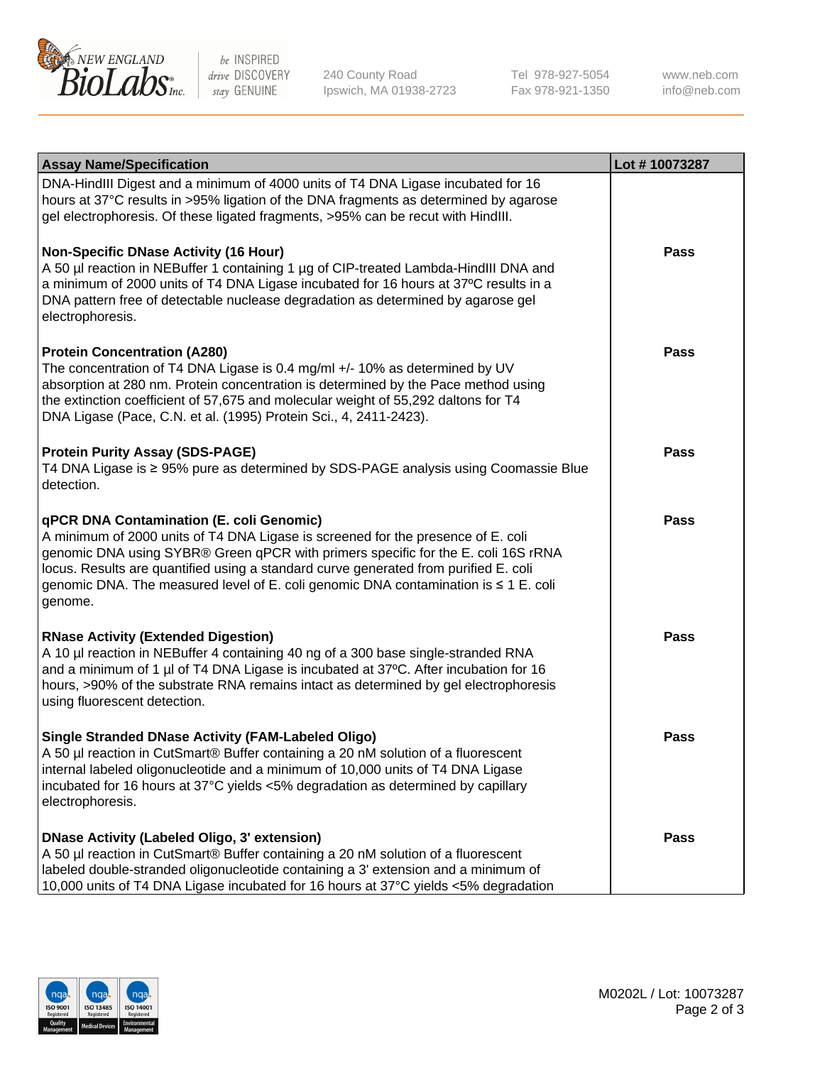| Assay Name/Specification | Lot # 10073287 |
| --- | --- |
| DNA-HindIII Digest and a minimum of 4000 units of T4 DNA Ligase incubated for 16 hours at 37°C results in >95% ligation of the DNA fragments as determined by agarose gel electrophoresis. Of these ligated fragments, >95% can be recut with HindIII. | |
| **Non-Specific DNase Activity (16 Hour)**<br>A 50 µl reaction in NEBuffer 1 containing 1 µg of CIP-treated Lambda-HindIII DNA and a minimum of 2000 units of T4 DNA Ligase incubated for 16 hours at 37ºC results in a DNA pattern free of detectable nuclease degradation as determined by agarose gel electrophoresis. | **Pass** |
| **Protein Concentration (A280)**<br>The concentration of T4 DNA Ligase is 0.4 mg/ml +/- 10% as determined by UV absorption at 280 nm. Protein concentration is determined by the Pace method using the extinction coefficient of 57,675 and molecular weight of 55,292 daltons for T4 DNA Ligase (Pace, C.N. et al. (1995) Protein Sci., 4, 2411-2423). | **Pass** |
| **Protein Purity Assay (SDS-PAGE)**<br>T4 DNA Ligase is ≥ 95% pure as determined by SDS-PAGE analysis using Coomassie Blue detection. | **Pass** |
| **qPCR DNA Contamination (E. coli Genomic)**<br>A minimum of 2000 units of T4 DNA Ligase is screened for the presence of E. coli genomic DNA using SYBR® Green qPCR with primers specific for the E. coli 16S rRNA locus. Results are quantified using a standard curve generated from purified E. coli genomic DNA. The measured level of E. coli genomic DNA contamination is ≤ 1 E. coli genome. | **Pass** |
| **RNase Activity (Extended Digestion)**<br>A 10 µl reaction in NEBuffer 4 containing 40 ng of a 300 base single-stranded RNA and a minimum of 1 µl of T4 DNA Ligase is incubated at 37ºC. After incubation for 16 hours, >90% of the substrate RNA remains intact as determined by gel electrophoresis using fluorescent detection. | **Pass** |
| **Single Stranded DNase Activity (FAM-Labeled Oligo)**<br>A 50 µl reaction in CutSmart® Buffer containing a 20 nM solution of a fluorescent internal labeled oligonucleotide and a minimum of 10,000 units of T4 DNA Ligase incubated for 16 hours at 37°C yields <5% degradation as determined by capillary electrophoresis. | **Pass** |
| **DNase Activity (Labeled Oligo, 3' extension)**<br>A 50 µl reaction in CutSmart® Buffer containing a 20 nM solution of a fluorescent labeled double-stranded oligonucleotide containing a 3' extension and a minimum of 10,000 units of T4 DNA Ligase incubated for 16 hours at 37°C yields <5% degradation | **Pass** |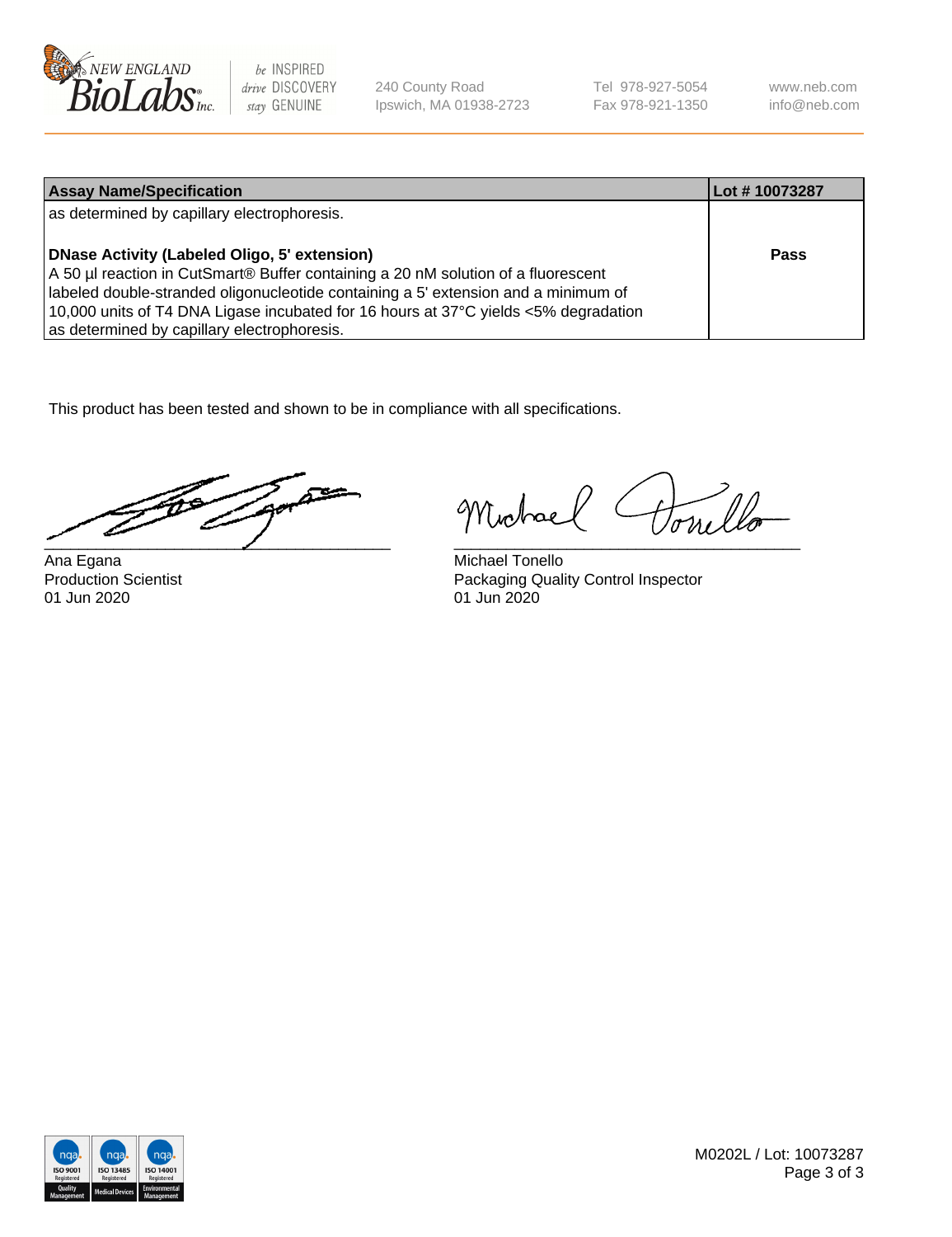| Assay Name/Specification | Lot # 10073287 |
| --- | --- |
| as determined by capillary electrophoresis. | |
| **DNase Activity (Labeled Oligo, 5' extension)**<br>A 50 µl reaction in CutSmart® Buffer containing a 20 nM solution of a fluorescent labeled double-stranded oligonucleotide containing a 5' extension and a minimum of 10,000 units of T4 DNA Ligase incubated for 16 hours at 37°C yields <5% degradation as determined by capillary electrophoresis. | **Pass** |

This product has been tested and shown to be in compliance with all specifications.

Ana Egana
Production Scientist
01 Jun 2020

Michael Tonello
Packaging Quality Control Inspector
01 Jun 2020

M0202L / Lot: 10073287